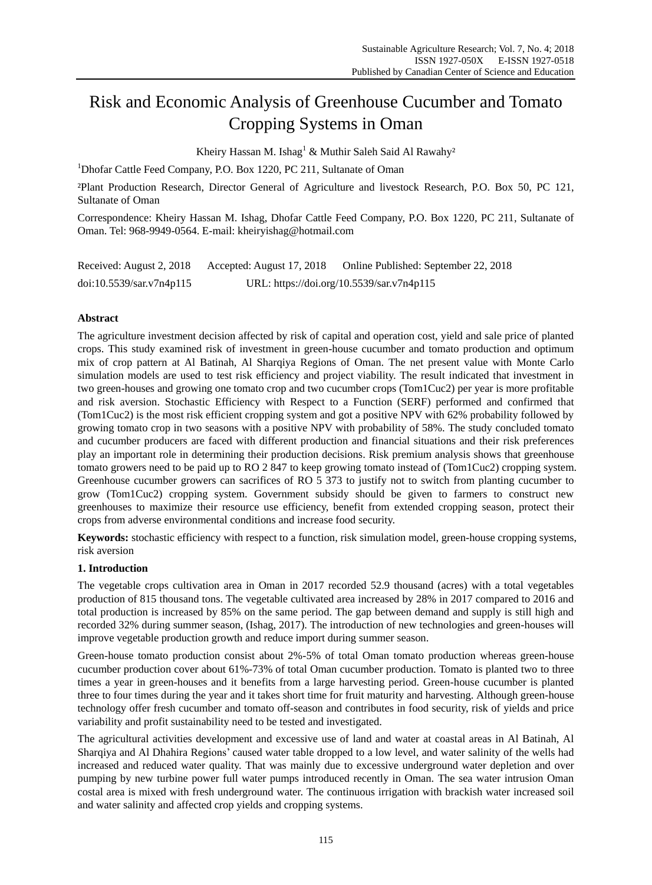# Risk and Economic Analysis of Greenhouse Cucumber and Tomato Cropping Systems in Oman

Kheiry Hassan M. Ishag[1] & Muthir Saleh Said Al Rawahy[2]

[1]Dhofar Cattle Feed Company, P.O. Box 1220, PC 211, Sultanate of Oman

[2]Plant Production Research, Director General of Agriculture and livestock Research, P.O. Box 50, PC 121, Sultanate of Oman

Correspondence: Kheiry Hassan M. Ishag, Dhofar Cattle Feed Company, P.O. Box 1220, PC 211, Sultanate of Oman. Tel: 968-9949-0564. E-mail: kheiryishag@hotmail.com

Received: August 2, 2018 Accepted: August 17, 2018 Online Published: September 22, 2018

doi:10.5539/sar.v7n4p115 URL: https://doi.org/10.5539/sar.v7n4p115

## Abstract

The agriculture investment decision affected by risk of capital and operation cost, yield and sale price of planted crops. This study examined risk of investment in green-house cucumber and tomato production and optimum mix of crop pattern at Al Batinah, Al Sharqiya Regions of Oman. The net present value with Monte Carlo simulation models are used to test risk efficiency and project viability. The result indicated that investment in two green-houses and growing one tomato crop and two cucumber crops (Tom1Cuc2) per year is more profitable and risk aversion. Stochastic Efficiency with Respect to a Function (SERF) performed and confirmed that (Tom1Cuc2) is the most risk efficient cropping system and got a positive NPV with 62% probability followed by growing tomato crop in two seasons with a positive NPV with probability of 58%. The study concluded tomato and cucumber producers are faced with different production and financial situations and their risk preferences play an important role in determining their production decisions. Risk premium analysis shows that greenhouse tomato growers need to be paid up to RO 2 847 to keep growing tomato instead of (Tom1Cuc2) cropping system. Greenhouse cucumber growers can sacrifices of RO 5 373 to justify not to switch from planting cucumber to grow (Tom1Cuc2) cropping system. Government subsidy should be given to farmers to construct new greenhouses to maximize their resource use efficiency, benefit from extended cropping season, protect their crops from adverse environmental conditions and increase food security.

**Keywords:** stochastic efficiency with respect to a function, risk simulation model, green-house cropping systems, risk aversion

## 1. Introduction

The vegetable crops cultivation area in Oman in 2017 recorded 52.9 thousand (acres) with a total vegetables production of 815 thousand tons. The vegetable cultivated area increased by 28% in 2017 compared to 2016 and total production is increased by 85% on the same period. The gap between demand and supply is still high and recorded 32% during summer season, (Ishag, 2017). The introduction of new technologies and green-houses will improve vegetable production growth and reduce import during summer season.

Green-house tomato production consist about 2%-5% of total Oman tomato production whereas green-house cucumber production cover about 61%-73% of total Oman cucumber production. Tomato is planted two to three times a year in green-houses and it benefits from a large harvesting period. Green-house cucumber is planted three to four times during the year and it takes short time for fruit maturity and harvesting. Although green-house technology offer fresh cucumber and tomato off-season and contributes in food security, risk of yields and price variability and profit sustainability need to be tested and investigated.

The agricultural activities development and excessive use of land and water at coastal areas in Al Batinah, Al Sharqiya and Al Dhahira Regions' caused water table dropped to a low level, and water salinity of the wells had increased and reduced water quality. That was mainly due to excessive underground water depletion and over pumping by new turbine power full water pumps introduced recently in Oman. The sea water intrusion Oman costal area is mixed with fresh underground water. The continuous irrigation with brackish water increased soil and water salinity and affected crop yields and cropping systems.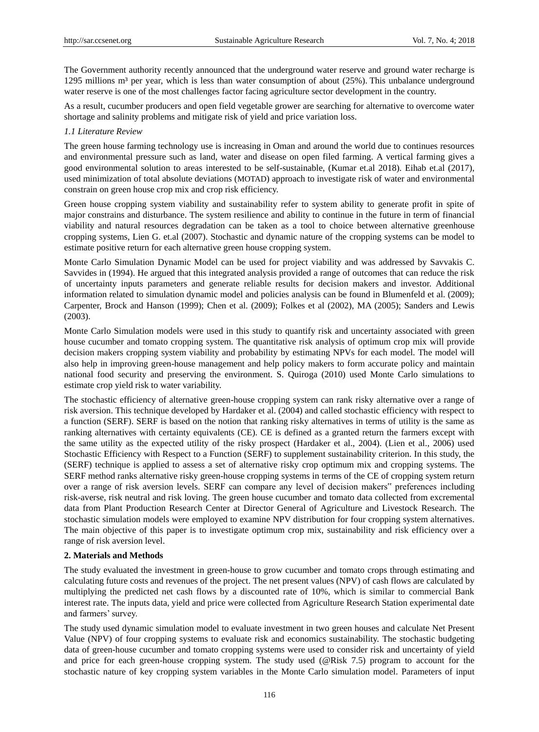The Government authority recently announced that the underground water reserve and ground water recharge is 1295 millions m³ per year, which is less than water consumption of about (25%). This unbalance underground water reserve is one of the most challenges factor facing agriculture sector development in the country.

As a result, cucumber producers and open field vegetable grower are searching for alternative to overcome water shortage and salinity problems and mitigate risk of yield and price variation loss.

### *1.1 Literature Review*

The green house farming technology use is increasing in Oman and around the world due to continues resources and environmental pressure such as land, water and disease on open filed farming. A vertical farming gives a good environmental solution to areas interested to be self-sustainable, (Kumar et.al 2018). Eihab et.al (2017), used minimization of total absolute deviations (MOTAD) approach to investigate risk of water and environmental constrain on green house crop mix and crop risk efficiency.

Green house cropping system viability and sustainability refer to system ability to generate profit in spite of major constrains and disturbance. The system resilience and ability to continue in the future in term of financial viability and natural resources degradation can be taken as a tool to choice between alternative greenhouse cropping systems, Lien G. et.al (2007). Stochastic and dynamic nature of the cropping systems can be model to estimate positive return for each alternative green house cropping system.

Monte Carlo Simulation Dynamic Model can be used for project viability and was addressed by Savvakis C. Savvides in (1994). He argued that this integrated analysis provided a range of outcomes that can reduce the risk of uncertainty inputs parameters and generate reliable results for decision makers and investor. Additional information related to simulation dynamic model and policies analysis can be found in Blumenfeld et al. (2009); Carpenter, Brock and Hanson (1999); Chen et al. (2009); Folkes et al (2002), MA (2005); Sanders and Lewis (2003).

Monte Carlo Simulation models were used in this study to quantify risk and uncertainty associated with green house cucumber and tomato cropping system. The quantitative risk analysis of optimum crop mix will provide decision makers cropping system viability and probability by estimating NPVs for each model. The model will also help in improving green-house management and help policy makers to form accurate policy and maintain national food security and preserving the environment. S. Quiroga (2010) used Monte Carlo simulations to estimate crop yield risk to water variability.

The stochastic efficiency of alternative green-house cropping system can rank risky alternative over a range of risk aversion. This technique developed by Hardaker et al. (2004) and called stochastic efficiency with respect to a function (SERF). SERF is based on the notion that ranking risky alternatives in terms of utility is the same as ranking alternatives with certainty equivalents (CE). CE is defined as a granted return the farmers except with the same utility as the expected utility of the risky prospect (Hardaker et al., 2004). (Lien et al., 2006) used Stochastic Efficiency with Respect to a Function (SERF) to supplement sustainability criterion. In this study, the (SERF) technique is applied to assess a set of alternative risky crop optimum mix and cropping systems. The SERF method ranks alternative risky green-house cropping systems in terms of the CE of cropping system return over a range of risk aversion levels. SERF can compare any level of decision makers‟ preferences including risk-averse, risk neutral and risk loving. The green house cucumber and tomato data collected from excremental data from Plant Production Research Center at Director General of Agriculture and Livestock Research. The stochastic simulation models were employed to examine NPV distribution for four cropping system alternatives. The main objective of this paper is to investigate optimum crop mix, sustainability and risk efficiency over a range of risk aversion level.

## **2. Materials and Methods**

The study evaluated the investment in green-house to grow cucumber and tomato crops through estimating and calculating future costs and revenues of the project. The net present values (NPV) of cash flows are calculated by multiplying the predicted net cash flows by a discounted rate of 10%, which is similar to commercial Bank interest rate. The inputs data, yield and price were collected from Agriculture Research Station experimental date and farmers' survey.

The study used dynamic simulation model to evaluate investment in two green houses and calculate Net Present Value (NPV) of four cropping systems to evaluate risk and economics sustainability. The stochastic budgeting data of green-house cucumber and tomato cropping systems were used to consider risk and uncertainty of yield and price for each green-house cropping system. The study used (@Risk 7.5) program to account for the stochastic nature of key cropping system variables in the Monte Carlo simulation model. Parameters of input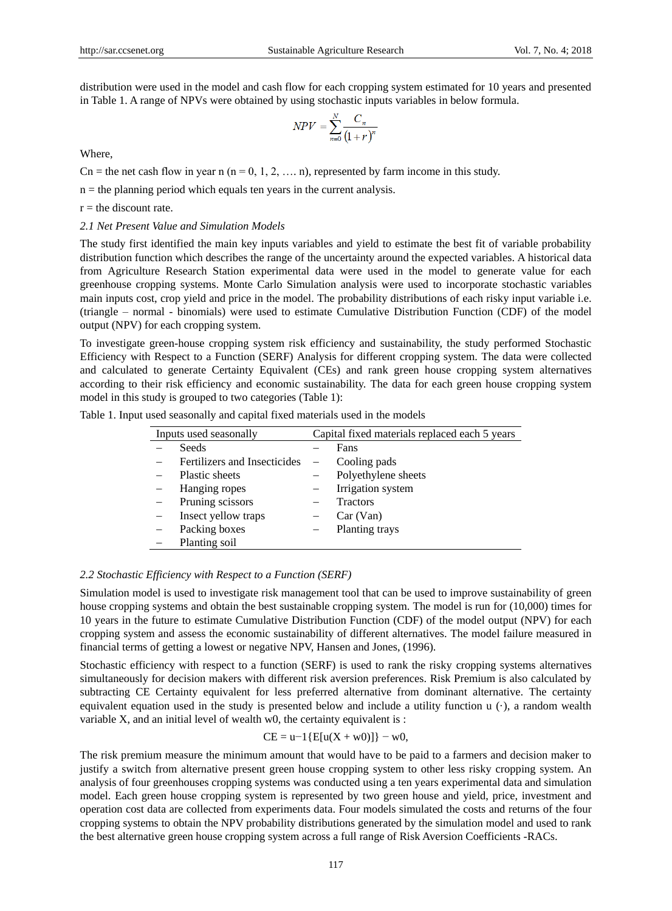distribution were used in the model and cash flow for each cropping system estimated for 10 years and presented in Table 1. A range of NPVs were obtained by using stochastic inputs variables in below formula.

$$NPV = \sum_{n=0}^{N} \frac{C_n}{(1+r)^n}$$

Where,

Cn = the net cash flow in year n (n = 0, 1, 2, …. n), represented by farm income in this study.

n = the planning period which equals ten years in the current analysis.

r = the discount rate.

### *2.1 Net Present Value and Simulation Models*

The study first identified the main key inputs variables and yield to estimate the best fit of variable probability distribution function which describes the range of the uncertainty around the expected variables. A historical data from Agriculture Research Station experimental data were used in the model to generate value for each greenhouse cropping systems. Monte Carlo Simulation analysis were used to incorporate stochastic variables main inputs cost, crop yield and price in the model. The probability distributions of each risky input variable i.e. (triangle – normal - binomials) were used to estimate Cumulative Distribution Function (CDF) of the model output (NPV) for each cropping system.

To investigate green-house cropping system risk efficiency and sustainability, the study performed Stochastic Efficiency with Respect to a Function (SERF) Analysis for different cropping system. The data were collected and calculated to generate Certainty Equivalent (CEs) and rank green house cropping system alternatives according to their risk efficiency and economic sustainability. The data for each green house cropping system model in this study is grouped to two categories (Table 1):

Table 1. Input used seasonally and capital fixed materials used in the models

| Inputs used seasonally | Capital fixed materials replaced each 5 years |
|---|---|
| – Seeds | – Fans |
| – Fertilizers and Insecticides | – Cooling pads |
| – Plastic sheets | – Polyethylene sheets |
| – Hanging ropes | – Irrigation system |
| – Pruning scissors | – Tractors |
| – Insect yellow traps | – Car (Van) |
| – Packing boxes | – Planting trays |
| – Planting soil | |

### *2.2 Stochastic Efficiency with Respect to a Function (SERF)*

Simulation model is used to investigate risk management tool that can be used to improve sustainability of green house cropping systems and obtain the best sustainable cropping system. The model is run for (10,000) times for 10 years in the future to estimate Cumulative Distribution Function (CDF) of the model output (NPV) for each cropping system and assess the economic sustainability of different alternatives. The model failure measured in financial terms of getting a lowest or negative NPV, Hansen and Jones, (1996).

Stochastic efficiency with respect to a function (SERF) is used to rank the risky cropping systems alternatives simultaneously for decision makers with different risk aversion preferences. Risk Premium is also calculated by subtracting CE Certainty equivalent for less preferred alternative from dominant alternative. The certainty equivalent equation used in the study is presented below and include a utility function u (·), a random wealth variable X, and an initial level of wealth w0, the certainty equivalent is :

$$CE = u^{-1}\{E[u(X + w_0)]\} - w_0,$$

The risk premium measure the minimum amount that would have to be paid to a farmers and decision maker to justify a switch from alternative present green house cropping system to other less risky cropping system. An analysis of four greenhouses cropping systems was conducted using a ten years experimental data and simulation model. Each green house cropping system is represented by two green house and yield, price, investment and operation cost data are collected from experiments data. Four models simulated the costs and returns of the four cropping systems to obtain the NPV probability distributions generated by the simulation model and used to rank the best alternative green house cropping system across a full range of Risk Aversion Coefficients -RACs.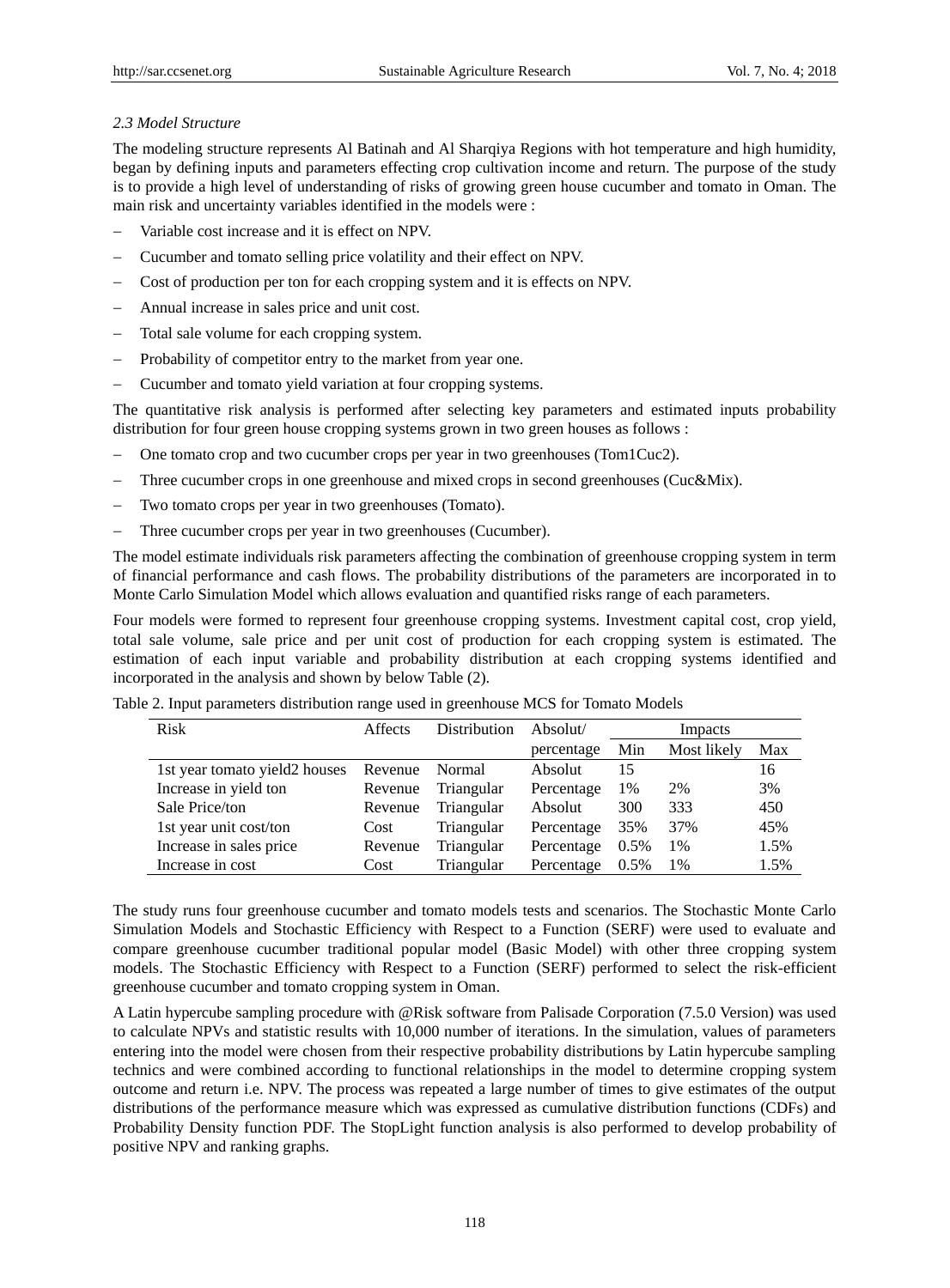*2.3 Model Structure*

The modeling structure represents Al Batinah and Al Sharqiya Regions with hot temperature and high humidity, began by defining inputs and parameters effecting crop cultivation income and return. The purpose of the study is to provide a high level of understanding of risks of growing green house cucumber and tomato in Oman. The main risk and uncertainty variables identified in the models were :

- Variable cost increase and it is effect on NPV.
- Cucumber and tomato selling price volatility and their effect on NPV.
- Cost of production per ton for each cropping system and it is effects on NPV.
- Annual increase in sales price and unit cost.
- Total sale volume for each cropping system.
- Probability of competitor entry to the market from year one.
- Cucumber and tomato yield variation at four cropping systems.

The quantitative risk analysis is performed after selecting key parameters and estimated inputs probability distribution for four green house cropping systems grown in two green houses as follows :

- One tomato crop and two cucumber crops per year in two greenhouses (Tom1Cuc2).
- Three cucumber crops in one greenhouse and mixed crops in second greenhouses (Cuc&Mix).
- Two tomato crops per year in two greenhouses (Tomato).
- Three cucumber crops per year in two greenhouses (Cucumber).

The model estimate individuals risk parameters affecting the combination of greenhouse cropping system in term of financial performance and cash flows. The probability distributions of the parameters are incorporated in to Monte Carlo Simulation Model which allows evaluation and quantified risks range of each parameters.

Four models were formed to represent four greenhouse cropping systems. Investment capital cost, crop yield, total sale volume, sale price and per unit cost of production for each cropping system is estimated. The estimation of each input variable and probability distribution at each cropping systems identified and incorporated in the analysis and shown by below Table (2).

Table 2. Input parameters distribution range used in greenhouse MCS for Tomato Models

| Risk | Affects | Distribution | Absolut/ | Impacts | | |
|---|---|---|---|---|---|---|
| | | | percentage | Min | Most likely | Max |
| 1st year tomato yield2 houses | Revenue | Normal | Absolut | 15 | | 16 |
| Increase in yield ton | Revenue | Triangular | Percentage | 1% | 2% | 3% |
| Sale Price/ton | Revenue | Triangular | Absolut | 300 | 333 | 450 |
| 1st year unit cost/ton | Cost | Triangular | Percentage | 35% | 37% | 45% |
| Increase in sales price | Revenue | Triangular | Percentage | 0.5% | 1% | 1.5% |
| Increase in cost | Cost | Triangular | Percentage | 0.5% | 1% | 1.5% |

The study runs four greenhouse cucumber and tomato models tests and scenarios. The Stochastic Monte Carlo Simulation Models and Stochastic Efficiency with Respect to a Function (SERF) were used to evaluate and compare greenhouse cucumber traditional popular model (Basic Model) with other three cropping system models. The Stochastic Efficiency with Respect to a Function (SERF) performed to select the risk-efficient greenhouse cucumber and tomato cropping system in Oman.

A Latin hypercube sampling procedure with @Risk software from Palisade Corporation (7.5.0 Version) was used to calculate NPVs and statistic results with 10,000 number of iterations. In the simulation, values of parameters entering into the model were chosen from their respective probability distributions by Latin hypercube sampling technics and were combined according to functional relationships in the model to determine cropping system outcome and return i.e. NPV. The process was repeated a large number of times to give estimates of the output distributions of the performance measure which was expressed as cumulative distribution functions (CDFs) and Probability Density function PDF. The StopLight function analysis is also performed to develop probability of positive NPV and ranking graphs.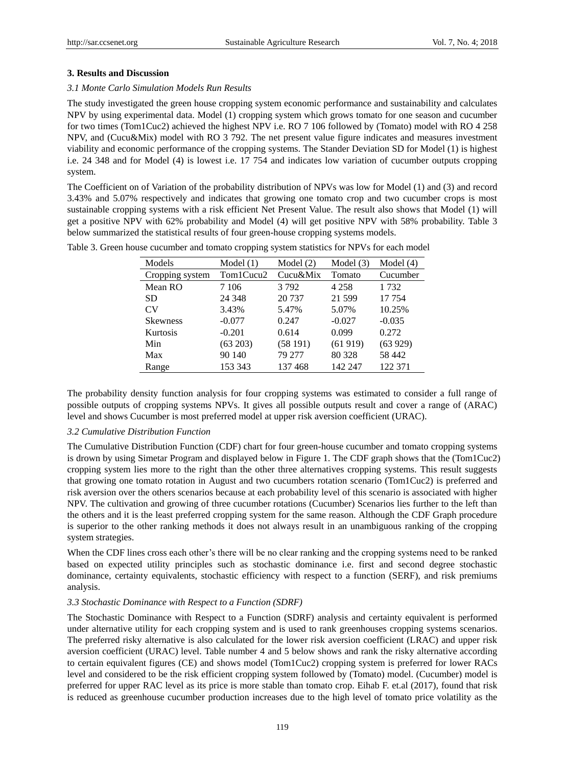## 3. Results and Discussion

### *3.1 Monte Carlo Simulation Models Run Results*

The study investigated the green house cropping system economic performance and sustainability and calculates NPV by using experimental data. Model (1) cropping system which grows tomato for one season and cucumber for two times (Tom1Cuc2) achieved the highest NPV i.e. RO 7 106 followed by (Tomato) model with RO 4 258 NPV, and (Cucu&Mix) model with RO 3 792. The net present value figure indicates and measures investment viability and economic performance of the cropping systems. The Stander Deviation SD for Model (1) is highest i.e. 24 348 and for Model (4) is lowest i.e. 17 754 and indicates low variation of cucumber outputs cropping system.

The Coefficient on of Variation of the probability distribution of NPVs was low for Model (1) and (3) and record 3.43% and 5.07% respectively and indicates that growing one tomato crop and two cucumber crops is most sustainable cropping systems with a risk efficient Net Present Value. The result also shows that Model (1) will get a positive NPV with 62% probability and Model (4) will get positive NPV with 58% probability. Table 3 below summarized the statistical results of four green-house cropping systems models.

Table 3. Green house cucumber and tomato cropping system statistics for NPVs for each model

| Models | Model (1) | Model (2) | Model (3) | Model (4) |
|---|---|---|---|---|
| Cropping system | Tom1Cucu2 | Cucu&Mix | Tomato | Cucumber |
| Mean RO | 7 106 | 3 792 | 4 258 | 1 732 |
| SD | 24 348 | 20 737 | 21 599 | 17 754 |
| CV | 3.43% | 5.47% | 5.07% | 10.25% |
| Skewness | -0.077 | 0.247 | -0.027 | -0.035 |
| Kurtosis | -0.201 | 0.614 | 0.099 | 0.272 |
| Min | (63 203) | (58 191) | (61 919) | (63 929) |
| Max | 90 140 | 79 277 | 80 328 | 58 442 |
| Range | 153 343 | 137 468 | 142 247 | 122 371 |

The probability density function analysis for four cropping systems was estimated to consider a full range of possible outputs of cropping systems NPVs. It gives all possible outputs result and cover a range of (ARAC) level and shows Cucumber is most preferred model at upper risk aversion coefficient (URAC).

### *3.2 Cumulative Distribution Function*

The Cumulative Distribution Function (CDF) chart for four green-house cucumber and tomato cropping systems is drown by using Simetar Program and displayed below in Figure 1. The CDF graph shows that the (Tom1Cuc2) cropping system lies more to the right than the other three alternatives cropping systems. This result suggests that growing one tomato rotation in August and two cucumbers rotation scenario (Tom1Cuc2) is preferred and risk aversion over the others scenarios because at each probability level of this scenario is associated with higher NPV. The cultivation and growing of three cucumber rotations (Cucumber) Scenarios lies further to the left than the others and it is the least preferred cropping system for the same reason. Although the CDF Graph procedure is superior to the other ranking methods it does not always result in an unambiguous ranking of the cropping system strategies.

When the CDF lines cross each other's there will be no clear ranking and the cropping systems need to be ranked based on expected utility principles such as stochastic dominance i.e. first and second degree stochastic dominance, certainty equivalents, stochastic efficiency with respect to a function (SERF), and risk premiums analysis.

### *3.3 Stochastic Dominance with Respect to a Function (SDRF)*

The Stochastic Dominance with Respect to a Function (SDRF) analysis and certainty equivalent is performed under alternative utility for each cropping system and is used to rank greenhouses cropping systems scenarios. The preferred risky alternative is also calculated for the lower risk aversion coefficient (LRAC) and upper risk aversion coefficient (URAC) level. Table number 4 and 5 below shows and rank the risky alternative according to certain equivalent figures (CE) and shows model (Tom1Cuc2) cropping system is preferred for lower RACs level and considered to be the risk efficient cropping system followed by (Tomato) model. (Cucumber) model is preferred for upper RAC level as its price is more stable than tomato crop. Eihab F. et.al (2017), found that risk is reduced as greenhouse cucumber production increases due to the high level of tomato price volatility as the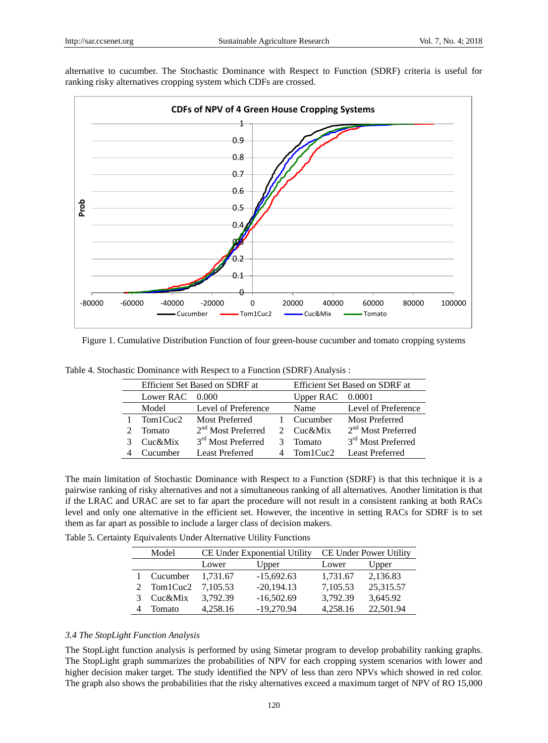alternative to cucumber. The Stochastic Dominance with Respect to Function (SDRF) criteria is useful for ranking risky alternatives cropping system which CDFs are crossed.

Figure 1. Cumulative Distribution Function of four green-house cucumber and tomato cropping systems

Table 4. Stochastic Dominance with Respect to a Function (SDRF) Analysis :

| | Efficient Set Based on SDRF at | | | Efficient Set Based on SDRF at | |
|---|---|---|---|---|---|
| | Lower RAC | 0.000 | | Upper RAC | 0.0001 |
| | Model | Level of Preference | | Name | Level of Preference |
| 1 | Tom1Cuc2 | Most Preferred | 1 | Cucumber | Most Preferred |
| 2 | Tomato | 2nd Most Preferred | 2 | Cuc&Mix | 2nd Most Preferred |
| 3 | Cuc&Mix | 3rd Most Preferred | 3 | Tomato | 3rd Most Preferred |
| 4 | Cucumber | Least Preferred | 4 | Tom1Cuc2 | Least Preferred |

The main limitation of Stochastic Dominance with Respect to a Function (SDRF) is that this technique it is a pairwise ranking of risky alternatives and not a simultaneous ranking of all alternatives. Another limitation is that if the LRAC and URAC are set to far apart the procedure will not result in a consistent ranking at both RACs level and only one alternative in the efficient set. However, the incentive in setting RACs for SDRF is to set them as far apart as possible to include a larger class of decision makers.

Table 5. Certainty Equivalents Under Alternative Utility Functions

| | Model | CE Under Exponential Utility | | CE Under Power Utility | |
|---|---|---|---|---|---|
| | | Lower | Upper | Lower | Upper |
| 1 | Cucumber | 1,731.67 | -15,692.63 | 1,731.67 | 2,136.83 |
| 2 | Tom1Cuc2 | 7,105.53 | -20,194.13 | 7,105.53 | 25,315.57 |
| 3 | Cuc&Mix | 3,792.39 | -16,502.69 | 3,792.39 | 3,645.92 |
| 4 | Tomato | 4,258.16 | -19,270.94 | 4,258.16 | 22,501.94 |

### *3.4 The StopLight Function Analysis*

The StopLight function analysis is performed by using Simetar program to develop probability ranking graphs. The StopLight graph summarizes the probabilities of NPV for each cropping system scenarios with lower and higher decision maker target. The study identified the NPV of less than zero NPVs which showed in red color. The graph also shows the probabilities that the risky alternatives exceed a maximum target of NPV of RO 15,000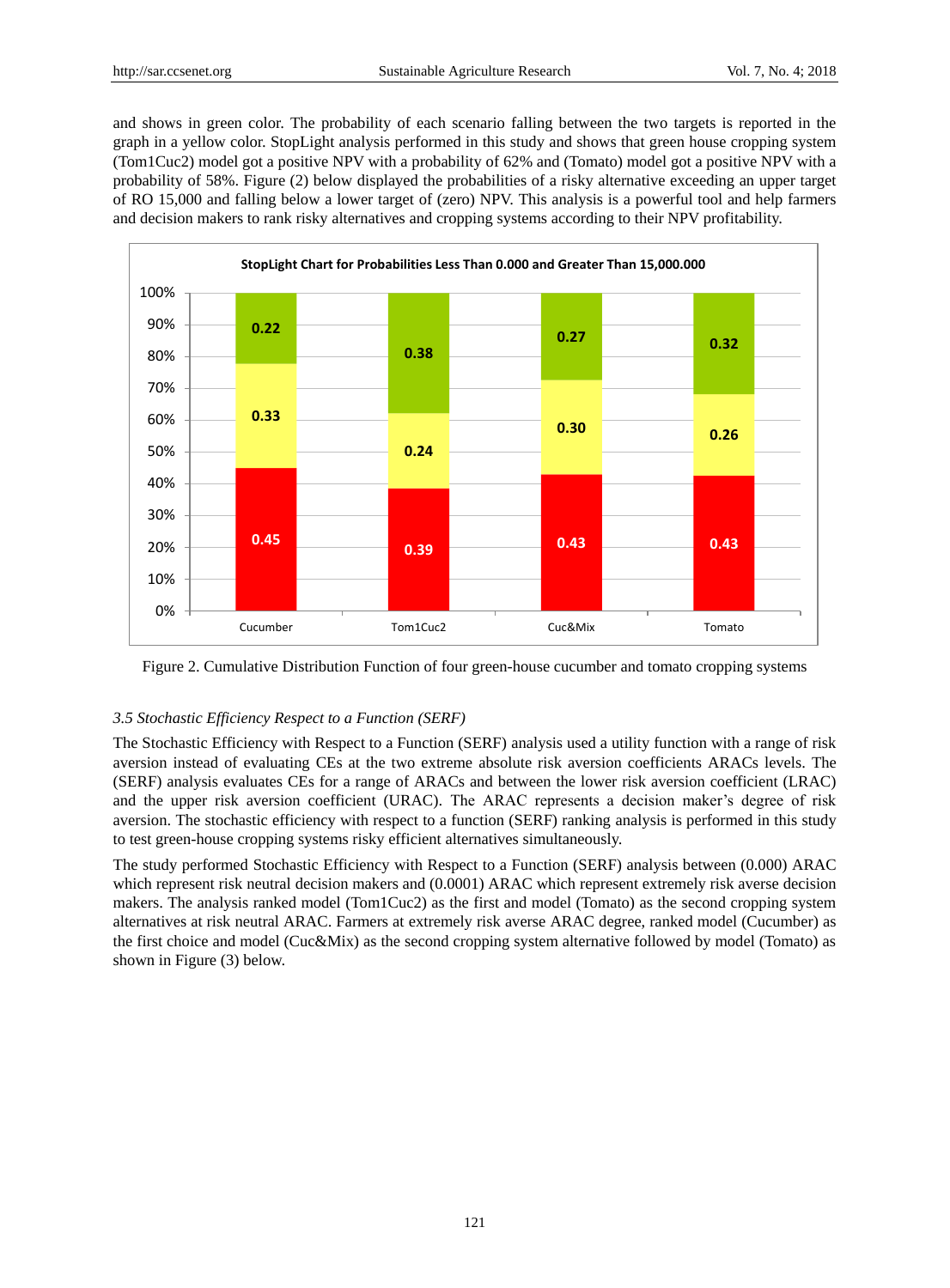and shows in green color. The probability of each scenario falling between the two targets is reported in the graph in a yellow color. StopLight analysis performed in this study and shows that green house cropping system (Tom1Cuc2) model got a positive NPV with a probability of 62% and (Tomato) model got a positive NPV with a probability of 58%. Figure (2) below displayed the probabilities of a risky alternative exceeding an upper target of RO 15,000 and falling below a lower target of (zero) NPV. This analysis is a powerful tool and help farmers and decision makers to rank risky alternatives and cropping systems according to their NPV profitability.

**StopLight Chart for Probabilities Less Than 0.000 and Greater Than 15,000.000**

| | Cucumber | Tom1Cuc2 | Cuc&Mix | Tomato |
|---|---|---|---|---|
| Greater than 15,000 (green) | 0.22 | 0.38 | 0.27 | 0.32 |
| Between targets (yellow) | 0.33 | 0.24 | 0.30 | 0.26 |
| Less than 0 (red) | 0.45 | 0.39 | 0.43 | 0.43 |

Figure 2. Cumulative Distribution Function of four green-house cucumber and tomato cropping systems

### *3.5 Stochastic Efficiency Respect to a Function (SERF)*

The Stochastic Efficiency with Respect to a Function (SERF) analysis used a utility function with a range of risk aversion instead of evaluating CEs at the two extreme absolute risk aversion coefficients ARACs levels. The (SERF) analysis evaluates CEs for a range of ARACs and between the lower risk aversion coefficient (LRAC) and the upper risk aversion coefficient (URAC). The ARAC represents a decision maker's degree of risk aversion. The stochastic efficiency with respect to a function (SERF) ranking analysis is performed in this study to test green-house cropping systems risky efficient alternatives simultaneously.

The study performed Stochastic Efficiency with Respect to a Function (SERF) analysis between (0.000) ARAC which represent risk neutral decision makers and (0.0001) ARAC which represent extremely risk averse decision makers. The analysis ranked model (Tom1Cuc2) as the first and model (Tomato) as the second cropping system alternatives at risk neutral ARAC. Farmers at extremely risk averse ARAC degree, ranked model (Cucumber) as the first choice and model (Cuc&Mix) as the second cropping system alternative followed by model (Tomato) as shown in Figure (3) below.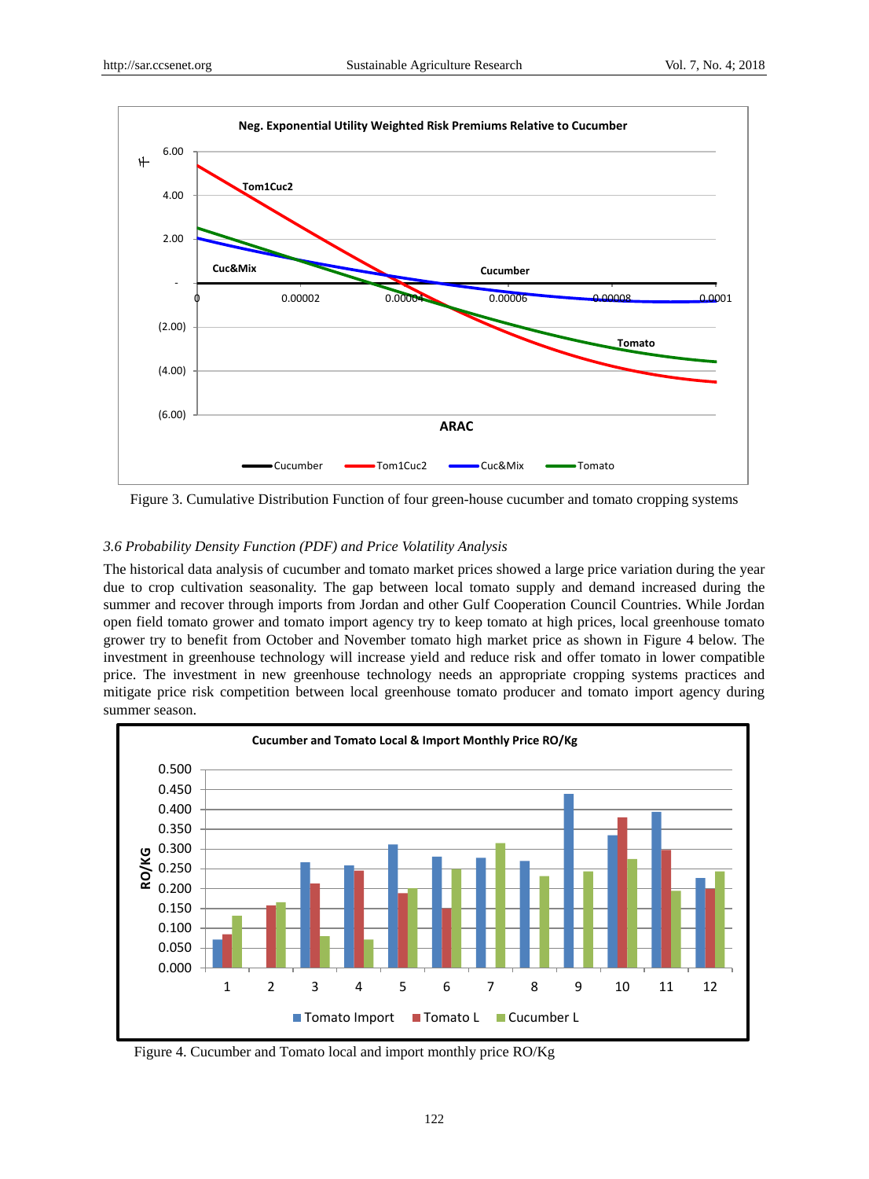Figure 3. Cumulative Distribution Function of four green-house cucumber and tomato cropping systems

### *3.6 Probability Density Function (PDF) and Price Volatility Analysis*

The historical data analysis of cucumber and tomato market prices showed a large price variation during the year due to crop cultivation seasonality. The gap between local tomato supply and demand increased during the summer and recover through imports from Jordan and other Gulf Cooperation Council Countries. While Jordan open field tomato grower and tomato import agency try to keep tomato at high prices, local greenhouse tomato grower try to benefit from October and November tomato high market price as shown in Figure 4 below. The investment in greenhouse technology will increase yield and reduce risk and offer tomato in lower compatible price. The investment in new greenhouse technology needs an appropriate cropping systems practices and mitigate price risk competition between local greenhouse tomato producer and tomato import agency during summer season.

Figure 4. Cucumber and Tomato local and import monthly price RO/Kg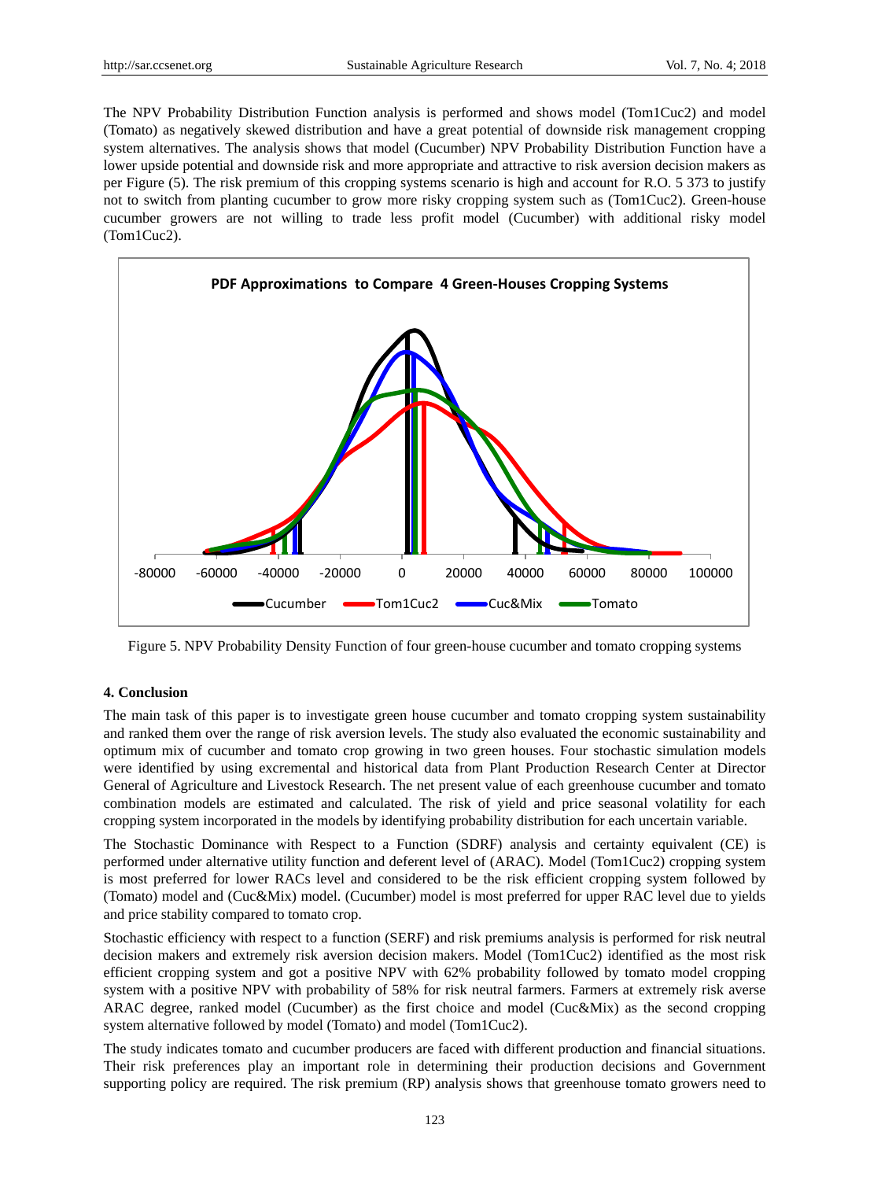The NPV Probability Distribution Function analysis is performed and shows model (Tom1Cuc2) and model (Tomato) as negatively skewed distribution and have a great potential of downside risk management cropping system alternatives. The analysis shows that model (Cucumber) NPV Probability Distribution Function have a lower upside potential and downside risk and more appropriate and attractive to risk aversion decision makers as per Figure (5). The risk premium of this cropping systems scenario is high and account for R.O. 5 373 to justify not to switch from planting cucumber to grow more risky cropping system such as (Tom1Cuc2). Green-house cucumber growers are not willing to trade less profit model (Cucumber) with additional risky model (Tom1Cuc2).

Figure 5. NPV Probability Density Function of four green-house cucumber and tomato cropping systems

## 4. Conclusion

The main task of this paper is to investigate green house cucumber and tomato cropping system sustainability and ranked them over the range of risk aversion levels. The study also evaluated the economic sustainability and optimum mix of cucumber and tomato crop growing in two green houses. Four stochastic simulation models were identified by using excremental and historical data from Plant Production Research Center at Director General of Agriculture and Livestock Research. The net present value of each greenhouse cucumber and tomato combination models are estimated and calculated. The risk of yield and price seasonal volatility for each cropping system incorporated in the models by identifying probability distribution for each uncertain variable.

The Stochastic Dominance with Respect to a Function (SDRF) analysis and certainty equivalent (CE) is performed under alternative utility function and deferent level of (ARAC). Model (Tom1Cuc2) cropping system is most preferred for lower RACs level and considered to be the risk efficient cropping system followed by (Tomato) model and (Cuc&Mix) model. (Cucumber) model is most preferred for upper RAC level due to yields and price stability compared to tomato crop.

Stochastic efficiency with respect to a function (SERF) and risk premiums analysis is performed for risk neutral decision makers and extremely risk aversion decision makers. Model (Tom1Cuc2) identified as the most risk efficient cropping system and got a positive NPV with 62% probability followed by tomato model cropping system with a positive NPV with probability of 58% for risk neutral farmers. Farmers at extremely risk averse ARAC degree, ranked model (Cucumber) as the first choice and model (Cuc&Mix) as the second cropping system alternative followed by model (Tomato) and model (Tom1Cuc2).

The study indicates tomato and cucumber producers are faced with different production and financial situations. Their risk preferences play an important role in determining their production decisions and Government supporting policy are required. The risk premium (RP) analysis shows that greenhouse tomato growers need to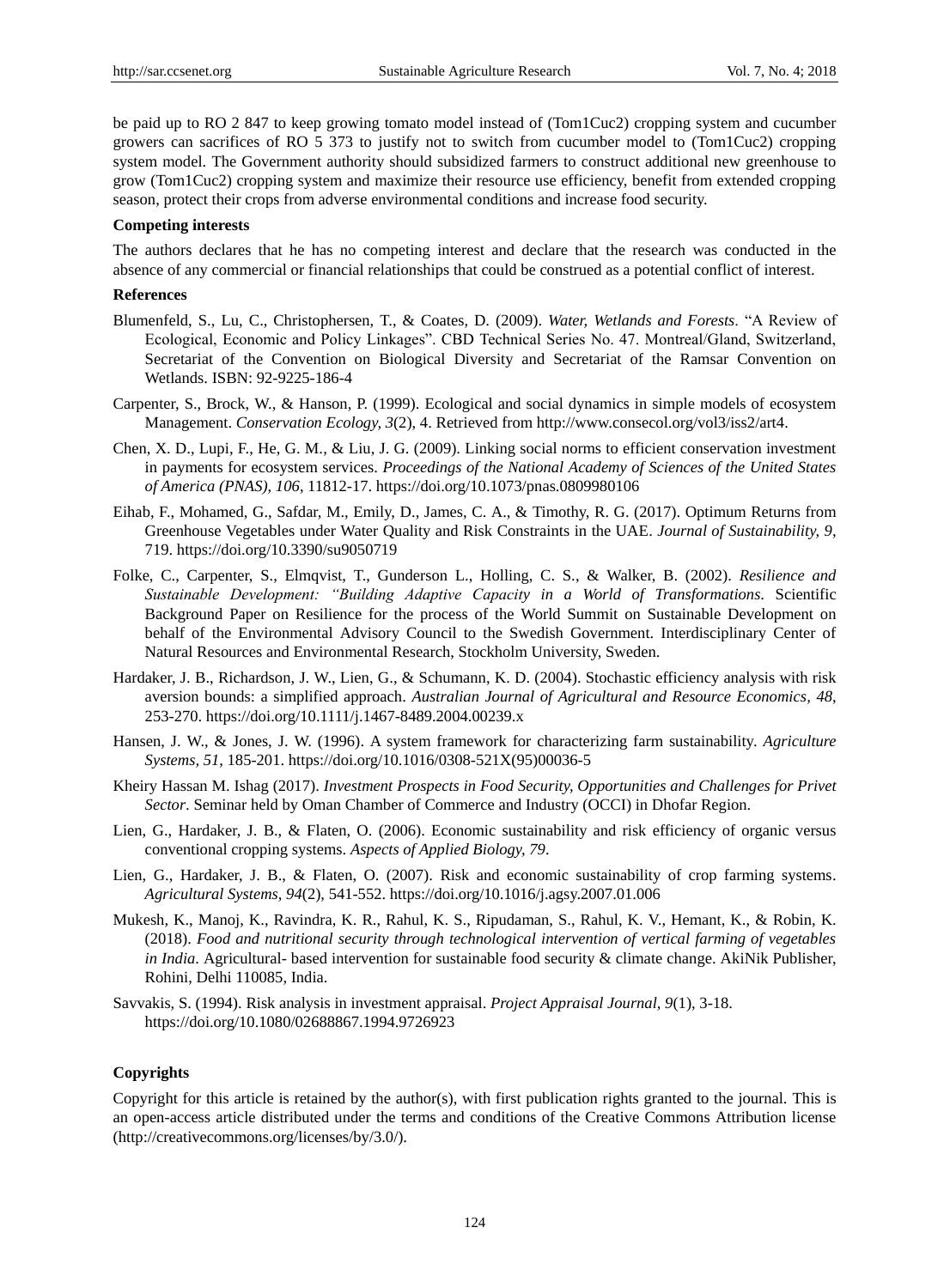be paid up to RO 2 847 to keep growing tomato model instead of (Tom1Cuc2) cropping system and cucumber growers can sacrifices of RO 5 373 to justify not to switch from cucumber model to (Tom1Cuc2) cropping system model. The Government authority should subsidized farmers to construct additional new greenhouse to grow (Tom1Cuc2) cropping system and maximize their resource use efficiency, benefit from extended cropping season, protect their crops from adverse environmental conditions and increase food security.

**Competing interests**

The authors declares that he has no competing interest and declare that the research was conducted in the absence of any commercial or financial relationships that could be construed as a potential conflict of interest.

**References**

Blumenfeld, S., Lu, C., Christophersen, T., & Coates, D. (2009). *Water, Wetlands and Forests*. "A Review of Ecological, Economic and Policy Linkages". CBD Technical Series No. 47. Montreal/Gland, Switzerland, Secretariat of the Convention on Biological Diversity and Secretariat of the Ramsar Convention on Wetlands. ISBN: 92-9225-186-4

Carpenter, S., Brock, W., & Hanson, P. (1999). Ecological and social dynamics in simple models of ecosystem Management. *Conservation Ecology, 3*(2), 4. Retrieved from http://www.consecol.org/vol3/iss2/art4.

Chen, X. D., Lupi, F., He, G. M., & Liu, J. G. (2009). Linking social norms to efficient conservation investment in payments for ecosystem services. *Proceedings of the National Academy of Sciences of the United States of America (PNAS), 106*, 11812-17. https://doi.org/10.1073/pnas.0809980106

Eihab, F., Mohamed, G., Safdar, M., Emily, D., James, C. A., & Timothy, R. G. (2017). Optimum Returns from Greenhouse Vegetables under Water Quality and Risk Constraints in the UAE. *Journal of Sustainability, 9*, 719. https://doi.org/10.3390/su9050719

Folke, C., Carpenter, S., Elmqvist, T., Gunderson L., Holling, C. S., & Walker, B. (2002). *Resilience and Sustainable Development: "Building Adaptive Capacity in a World of Transformations.* Scientific Background Paper on Resilience for the process of the World Summit on Sustainable Development on behalf of the Environmental Advisory Council to the Swedish Government. Interdisciplinary Center of Natural Resources and Environmental Research, Stockholm University, Sweden.

Hardaker, J. B., Richardson, J. W., Lien, G., & Schumann, K. D. (2004). Stochastic efficiency analysis with risk aversion bounds: a simplified approach. *Australian Journal of Agricultural and Resource Economics, 48*, 253-270. https://doi.org/10.1111/j.1467-8489.2004.00239.x

Hansen, J. W., & Jones, J. W. (1996). A system framework for characterizing farm sustainability. *Agriculture Systems, 51*, 185-201. https://doi.org/10.1016/0308-521X(95)00036-5

Kheiry Hassan M. Ishag (2017). *Investment Prospects in Food Security, Opportunities and Challenges for Privet Sector*. Seminar held by Oman Chamber of Commerce and Industry (OCCI) in Dhofar Region.

Lien, G., Hardaker, J. B., & Flaten, O. (2006). Economic sustainability and risk efficiency of organic versus conventional cropping systems. *Aspects of Applied Biology, 79*.

Lien, G., Hardaker, J. B., & Flaten, O. (2007). Risk and economic sustainability of crop farming systems. *Agricultural Systems, 94*(2), 541-552. https://doi.org/10.1016/j.agsy.2007.01.006

Mukesh, K., Manoj, K., Ravindra, K. R., Rahul, K. S., Ripudaman, S., Rahul, K. V., Hemant, K., & Robin, K. (2018). *Food and nutritional security through technological intervention of vertical farming of vegetables in India*. Agricultural- based intervention for sustainable food security & climate change. AkiNik Publisher, Rohini, Delhi 110085, India.

Savvakis, S. (1994). Risk analysis in investment appraisal. *Project Appraisal Journal, 9*(1), 3-18. https://doi.org/10.1080/02688867.1994.9726923

**Copyrights**

Copyright for this article is retained by the author(s), with first publication rights granted to the journal. This is an open-access article distributed under the terms and conditions of the Creative Commons Attribution license (http://creativecommons.org/licenses/by/3.0/).